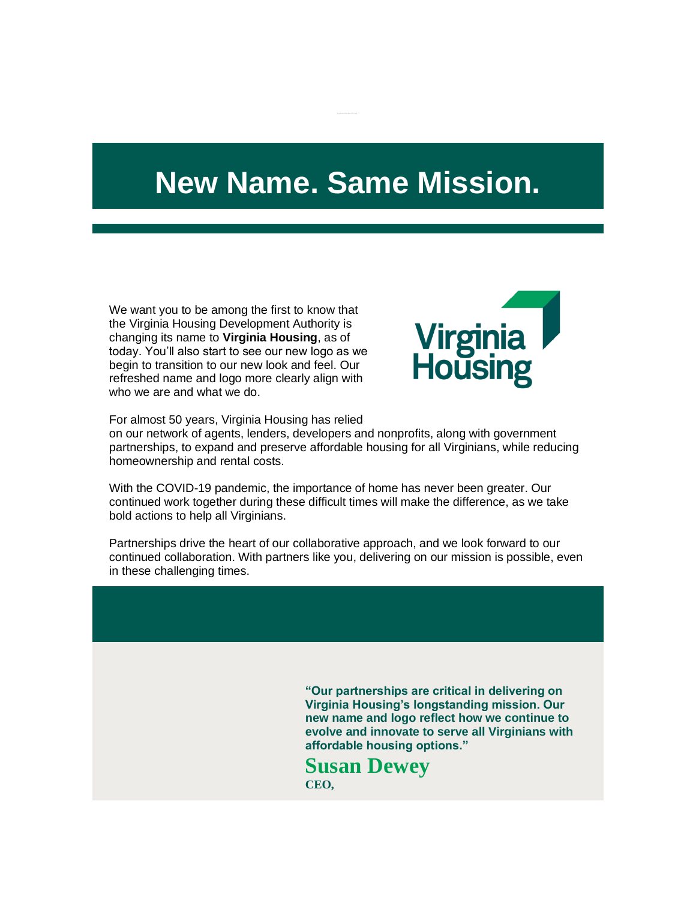# New Name. Same Mission.

We want you to be among the first to know that the Virginia Housing Development Authority is changing its name to **Virginia Housing**, as of today. You'll also start to see our new logo as we begin to transition to our new look and feel. Our refreshed name and logo more clearly align with who we are and what we do.

Virginia Housing

For almost 50 years, Virginia Housing has relied on our network of agents, lenders, developers and nonprofits, along with government partnerships, to expand and preserve affordable housing for all Virginians, while reducing homeownership and rental costs.

With the COVID-19 pandemic, the importance of home has never been greater. Our continued work together during these difficult times will make the difference, as we take bold actions to help all Virginians.

Partnerships drive the heart of our collaborative approach, and we look forward to our continued collaboration. With partners like you, delivering on our mission is possible, even in these challenging times.

**"Our partnerships are critical in delivering on Virginia Housing's longstanding mission. Our new name and logo reflect how we continue to evolve and innovate to serve all Virginians with affordable housing options."**

**Susan Dewey**
**CEO,**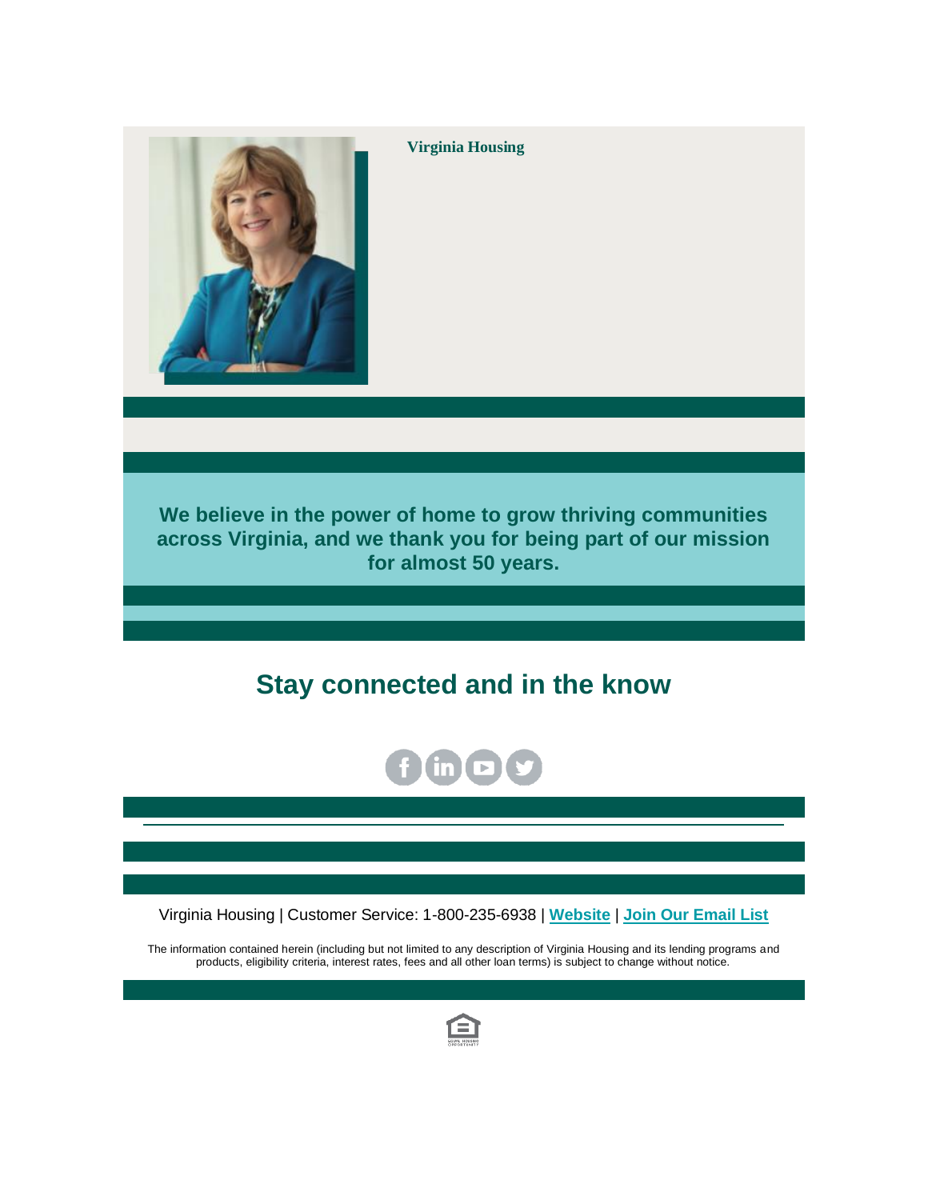**Virginia Housing**

**We believe in the power of home to grow thriving communities across Virginia, and we thank you for being part of our mission for almost 50 years.**

## Stay connected and in the know

Virginia Housing | Customer Service: 1-800-235-6938 | **Website** | **Join Our Email List**

The information contained herein (including but not limited to any description of Virginia Housing and its lending programs and products, eligibility criteria, interest rates, fees and all other loan terms) is subject to change without notice.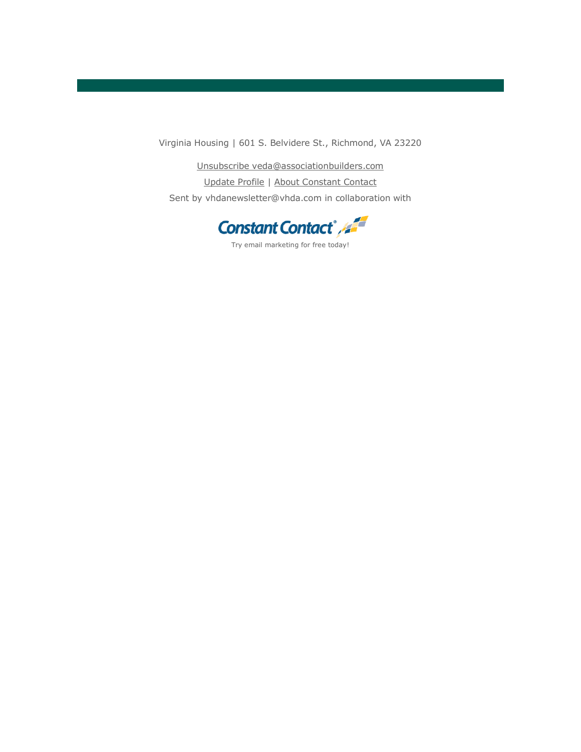Virginia Housing | 601 S. Belvidere St., Richmond, VA 23220

Unsubscribe veda@associationbuilders.com

Update Profile | About Constant Contact

Sent by vhdanewsletter@vhda.com in collaboration with

Constant Contact

Try email marketing for free today!